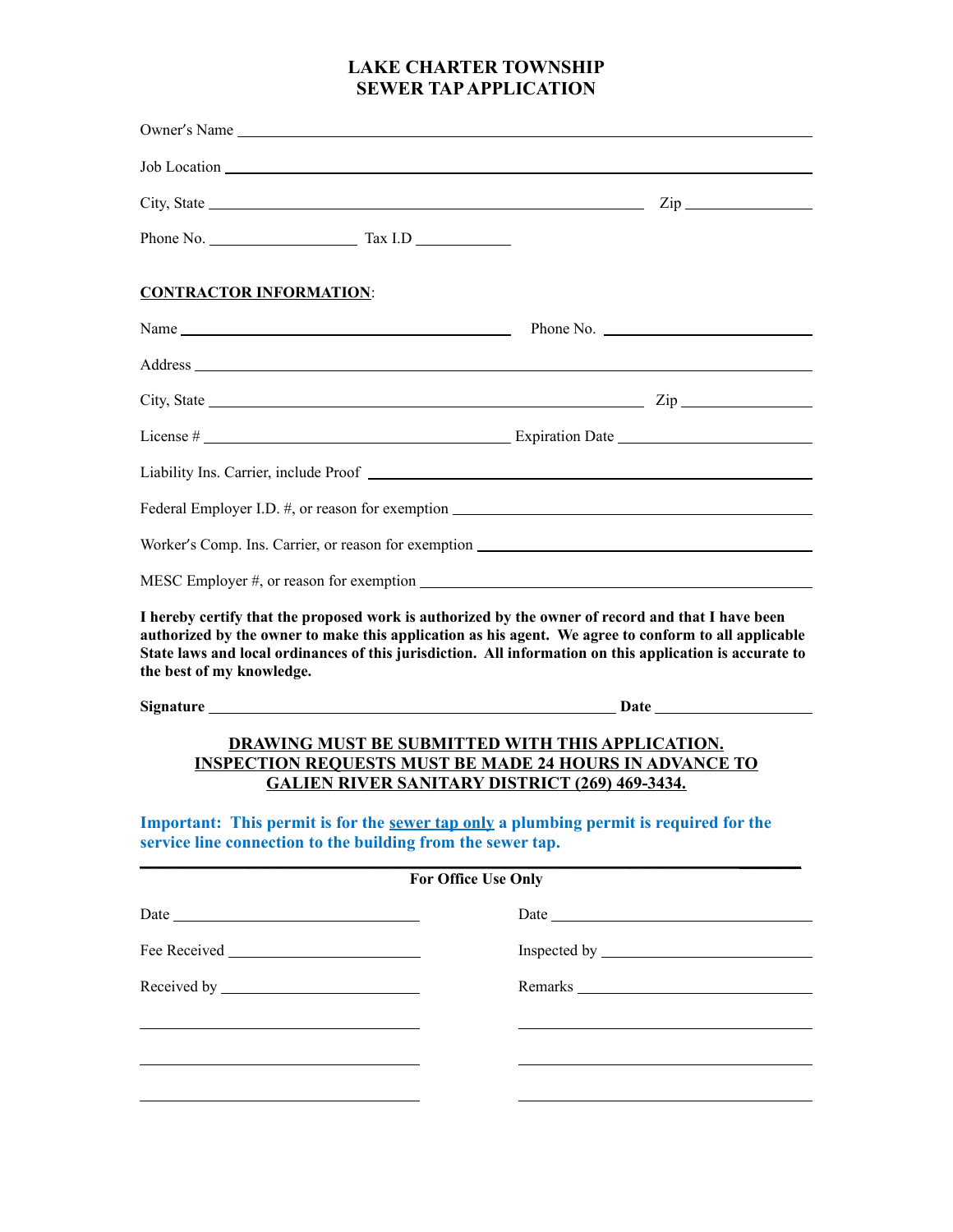# LAKE CHARTER TOWNSHIP
# SEWER TAP APPLICATION

Owner's Name ________________________________________________

Job Location ________________________________________________

City, State ________________________________________ Zip ____________

Phone No. ______________ Tax I.D __________

**CONTRACTOR INFORMATION**:

Name ______________________________ Phone No. ____________________

Address ________________________________________________

City, State ________________________________________ Zip ____________

License # ____________________________ Expiration Date __________________

Liability Ins. Carrier, include Proof ________________________________________

Federal Employer I.D. #, or reason for exemption ______________________________

Worker's Comp. Ins. Carrier, or reason for exemption ___________________________

MESC Employer #, or reason for exemption ____________________________________

**I hereby certify that the proposed work is authorized by the owner of record and that I have been authorized by the owner to make this application as his agent. We agree to conform to all applicable State laws and local ordinances of this jurisdiction. All information on this application is accurate to the best of my knowledge.**

**Signature** ________________________________________ **Date** _______________

**DRAWING MUST BE SUBMITTED WITH THIS APPLICATION. INSPECTION REQUESTS MUST BE MADE 24 HOURS IN ADVANCE TO GALIEN RIVER SANITARY DISTRICT (269) 469-3434.**

**Important: This permit is for the sewer tap only a plumbing permit is required for the service line connection to the building from the sewer tap.**

---

**For Office Use Only**

Date __________________________ Date __________________________

Fee Received ___________________ Inspected by ___________________

Received by ____________________ Remarks _______________________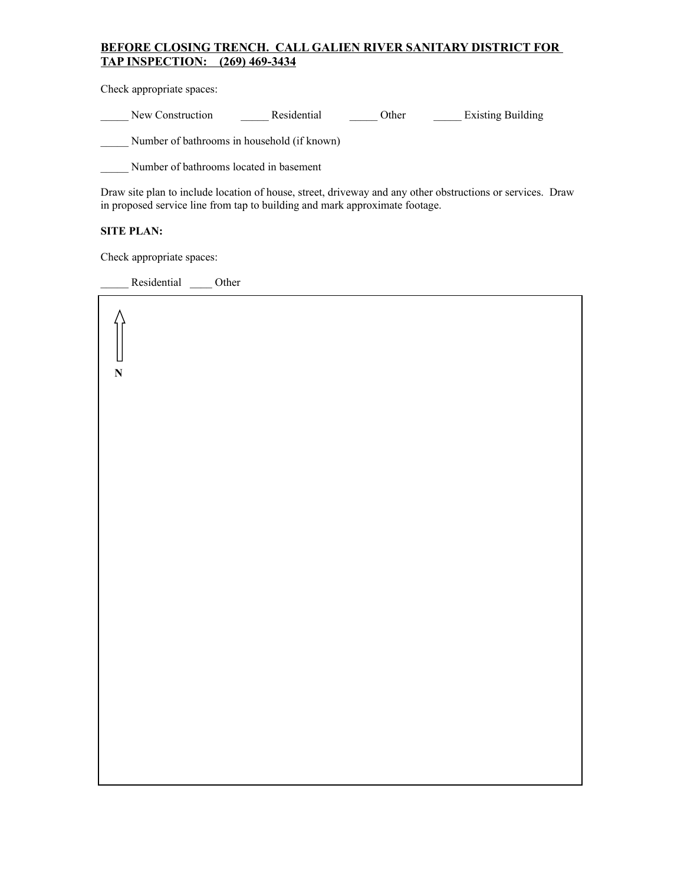**BEFORE CLOSING TRENCH. CALL GALIEN RIVER SANITARY DISTRICT FOR TAP INSPECTION: (269) 469-3434**

Check appropriate spaces:

_____ New Construction _____ Residential _____ Other _____ Existing Building

_____ Number of bathrooms in household (if known)

_____ Number of bathrooms located in basement

Draw site plan to include location of house, street, driveway and any other obstructions or services. Draw in proposed service line from tap to building and mark approximate footage.

**SITE PLAN:**

Check appropriate spaces:

_____ Residential ____ Other

**N**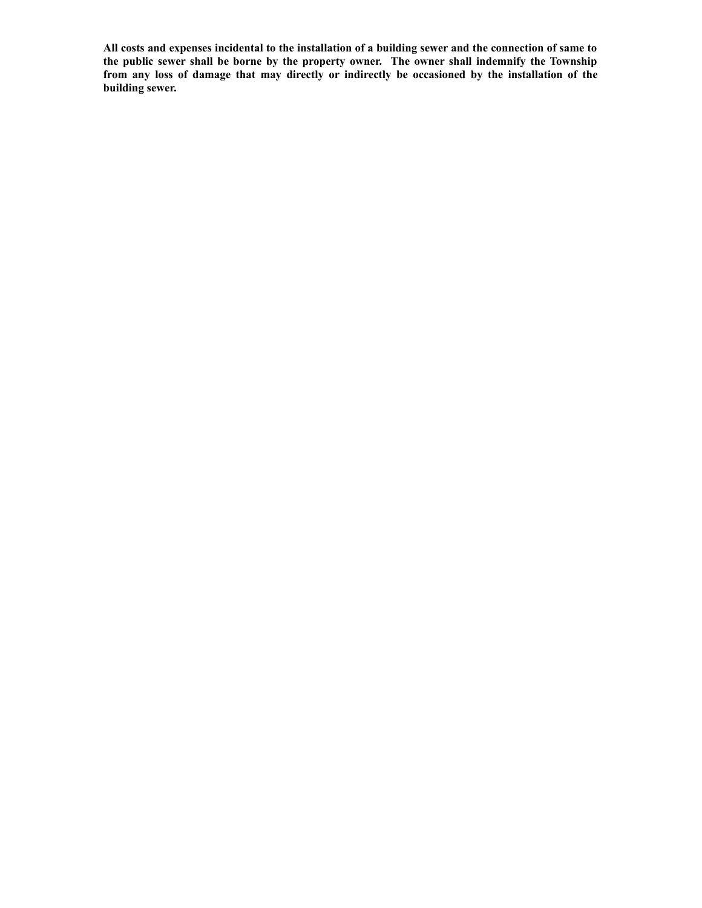**All costs and expenses incidental to the installation of a building sewer and the connection of same to the public sewer shall be borne by the property owner. The owner shall indemnify the Township from any loss of damage that may directly or indirectly be occasioned by the installation of the building sewer.**